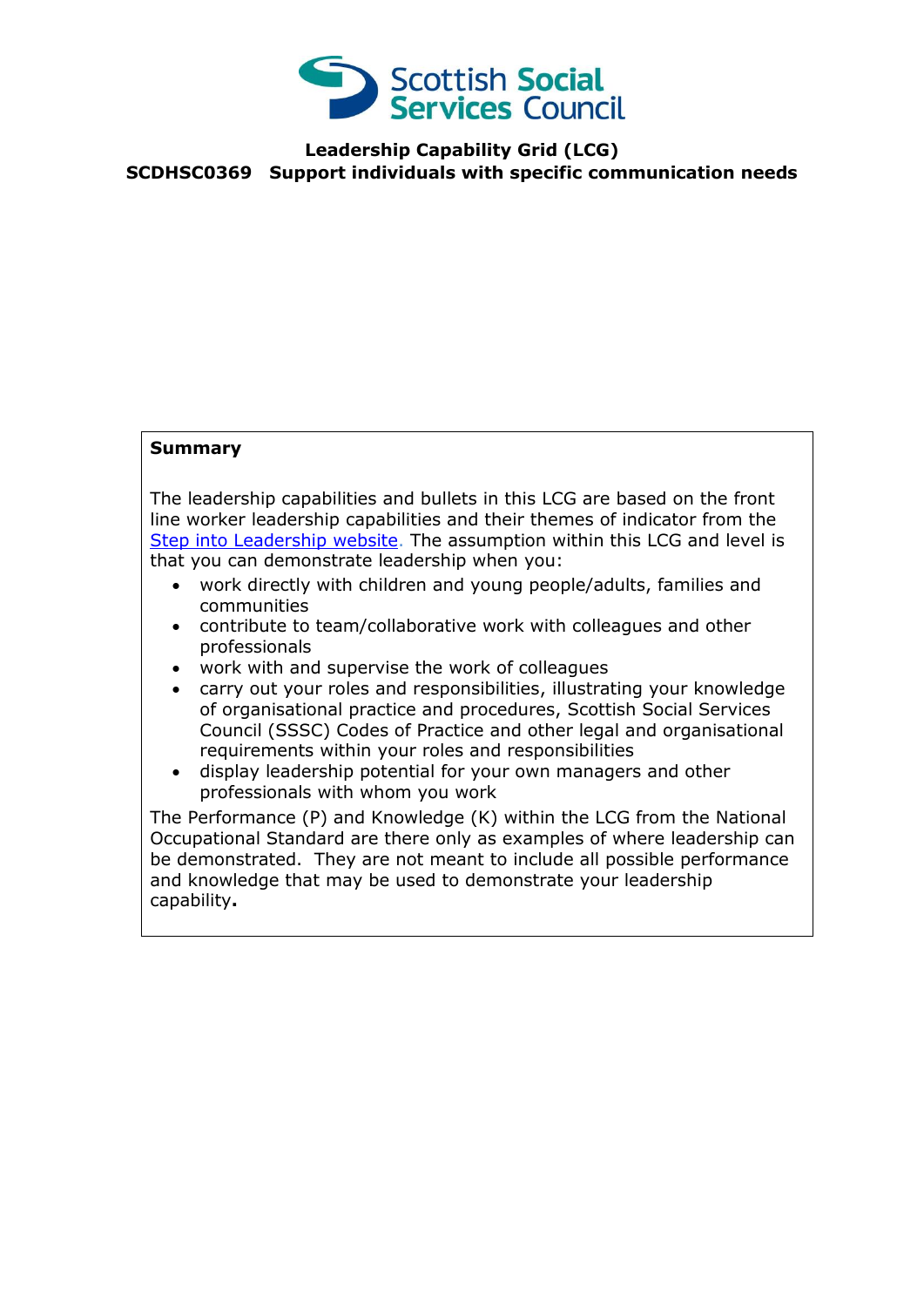# Scottish Social Services Council

## Leadership Capability Grid (LCG)

## SCDHSC0369 Support individuals with specific communication needs

**Summary**

The leadership capabilities and bullets in this LCG are based on the front line worker leadership capabilities and their themes of indicator from the [Step into Leadership website](). The assumption within this LCG and level is that you can demonstrate leadership when you:

- work directly with children and young people/adults, families and communities
- contribute to team/collaborative work with colleagues and other professionals
- work with and supervise the work of colleagues
- carry out your roles and responsibilities, illustrating your knowledge of organisational practice and procedures, Scottish Social Services Council (SSSC) Codes of Practice and other legal and organisational requirements within your roles and responsibilities
- display leadership potential for your own managers and other professionals with whom you work

The Performance (P) and Knowledge (K) within the LCG from the National Occupational Standard are there only as examples of where leadership can be demonstrated. They are not meant to include all possible performance and knowledge that may be used to demonstrate your leadership capability**.**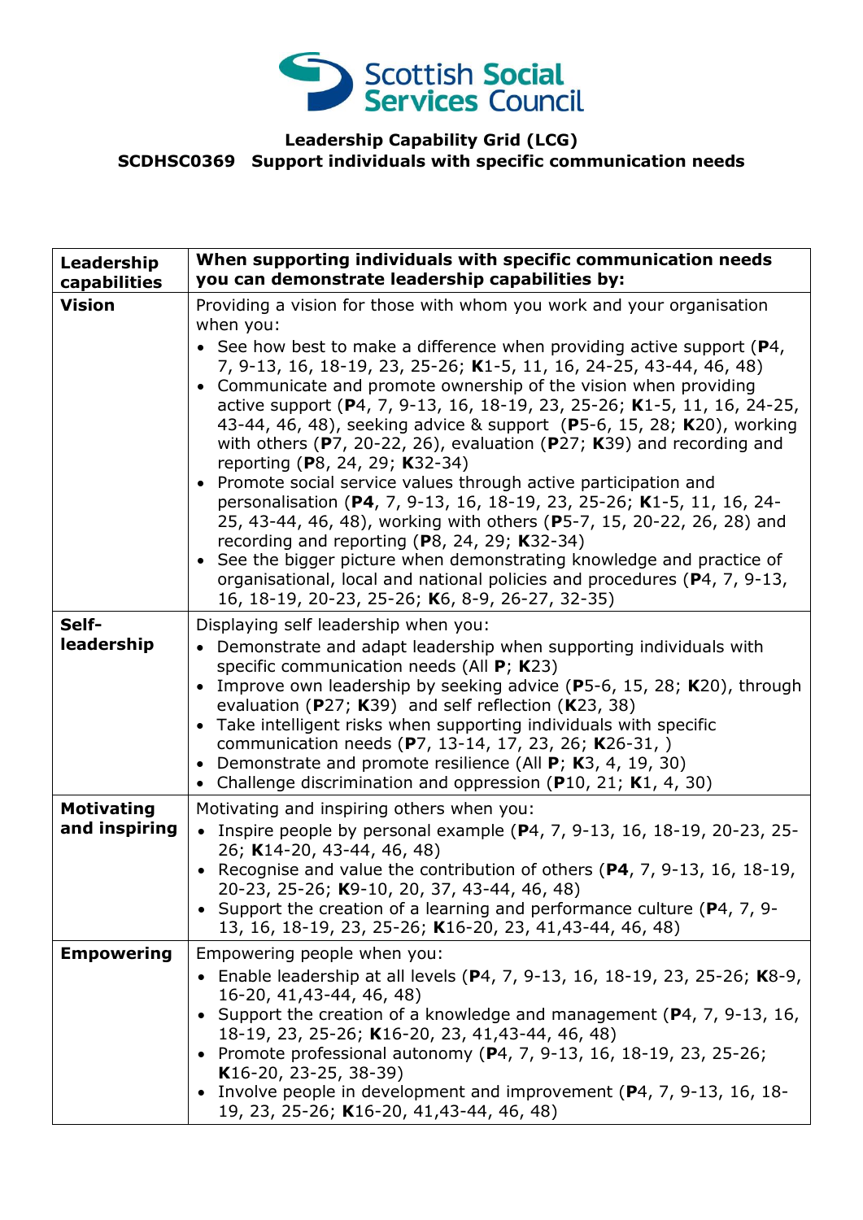Scottish Social Services Council

**Leadership Capability Grid (LCG)**
**SCDHSC0369 Support individuals with specific communication needs**

| **Leadership capabilities** | **When supporting individuals with specific communication needs you can demonstrate leadership capabilities by:** |
|---|---|
| **Vision** | Providing a vision for those with whom you work and your organisation when you:<br>• See how best to make a difference when providing active support (**P**4, 7, 9-13, 16, 18-19, 23, 25-26; **K**1-5, 11, 16, 24-25, 43-44, 46, 48)<br>• Communicate and promote ownership of the vision when providing active support (**P**4, 7, 9-13, 16, 18-19, 23, 25-26; **K**1-5, 11, 16, 24-25, 43-44, 46, 48), seeking advice & support (**P**5-6, 15, 28; **K**20), working with others (**P**7, 20-22, 26), evaluation (**P**27; **K**39) and recording and reporting (**P**8, 24, 29; **K**32-34)<br>• Promote social service values through active participation and personalisation (**P4**, 7, 9-13, 16, 18-19, 23, 25-26; **K**1-5, 11, 16, 24-25, 43-44, 46, 48), working with others (**P**5-7, 15, 20-22, 26, 28) and recording and reporting (**P**8, 24, 29; **K**32-34)<br>• See the bigger picture when demonstrating knowledge and practice of organisational, local and national policies and procedures (**P**4, 7, 9-13, 16, 18-19, 20-23, 25-26; **K**6, 8-9, 26-27, 32-35) |
| **Self-leadership** | Displaying self leadership when you:<br>• Demonstrate and adapt leadership when supporting individuals with specific communication needs (All **P**; **K**23)<br>• Improve own leadership by seeking advice (**P**5-6, 15, 28; **K**20), through evaluation (**P**27; **K**39) and self reflection (**K**23, 38)<br>• Take intelligent risks when supporting individuals with specific communication needs (**P**7, 13-14, 17, 23, 26; **K**26-31, )<br>• Demonstrate and promote resilience (All **P**; **K**3, 4, 19, 30)<br>• Challenge discrimination and oppression (**P**10, 21; **K**1, 4, 30) |
| **Motivating and inspiring** | Motivating and inspiring others when you:<br>• Inspire people by personal example (**P**4, 7, 9-13, 16, 18-19, 20-23, 25-26; **K**14-20, 43-44, 46, 48)<br>• Recognise and value the contribution of others (**P4**, 7, 9-13, 16, 18-19, 20-23, 25-26; **K**9-10, 20, 37, 43-44, 46, 48)<br>• Support the creation of a learning and performance culture (**P**4, 7, 9-13, 16, 18-19, 23, 25-26; **K**16-20, 23, 41,43-44, 46, 48) |
| **Empowering** | Empowering people when you:<br>• Enable leadership at all levels (**P**4, 7, 9-13, 16, 18-19, 23, 25-26; **K**8-9, 16-20, 41,43-44, 46, 48)<br>• Support the creation of a knowledge and management (**P**4, 7, 9-13, 16, 18-19, 23, 25-26; **K**16-20, 23, 41,43-44, 46, 48)<br>• Promote professional autonomy (**P**4, 7, 9-13, 16, 18-19, 23, 25-26; **K**16-20, 23-25, 38-39)<br>• Involve people in development and improvement (**P**4, 7, 9-13, 16, 18-19, 23, 25-26; **K**16-20, 41,43-44, 46, 48) |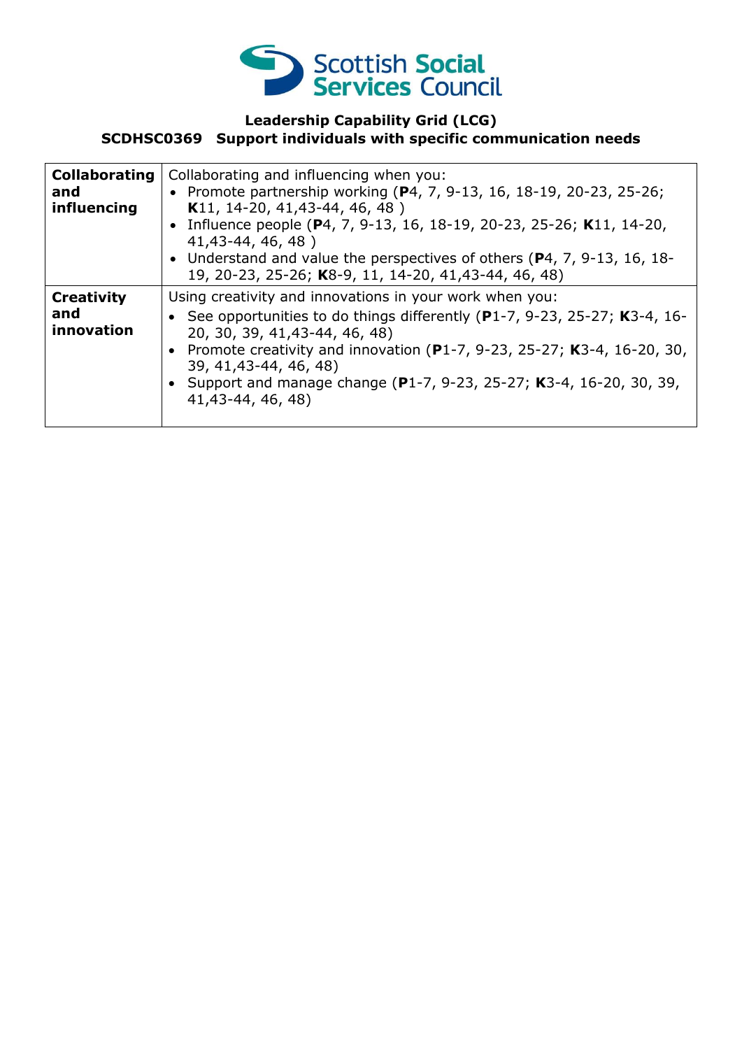**Leadership Capability Grid (LCG)**
**SCDHSC0369 Support individuals with specific communication needs**

| | |
|---|---|
| **Collaborating and influencing** | Collaborating and influencing when you:<br>• Promote partnership working (**P**4, 7, 9-13, 16, 18-19, 20-23, 25-26; **K**11, 14-20, 41,43-44, 46, 48 )<br>• Influence people (**P**4, 7, 9-13, 16, 18-19, 20-23, 25-26; **K**11, 14-20, 41,43-44, 46, 48 )<br>• Understand and value the perspectives of others (**P**4, 7, 9-13, 16, 18-19, 20-23, 25-26; **K**8-9, 11, 14-20, 41,43-44, 46, 48) |
| **Creativity and innovation** | Using creativity and innovations in your work when you:<br>• See opportunities to do things differently (**P**1-7, 9-23, 25-27; **K**3-4, 16-20, 30, 39, 41,43-44, 46, 48)<br>• Promote creativity and innovation (**P**1-7, 9-23, 25-27; **K**3-4, 16-20, 30, 39, 41,43-44, 46, 48)<br>• Support and manage change (**P**1-7, 9-23, 25-27; **K**3-4, 16-20, 30, 39, 41,43-44, 46, 48) |